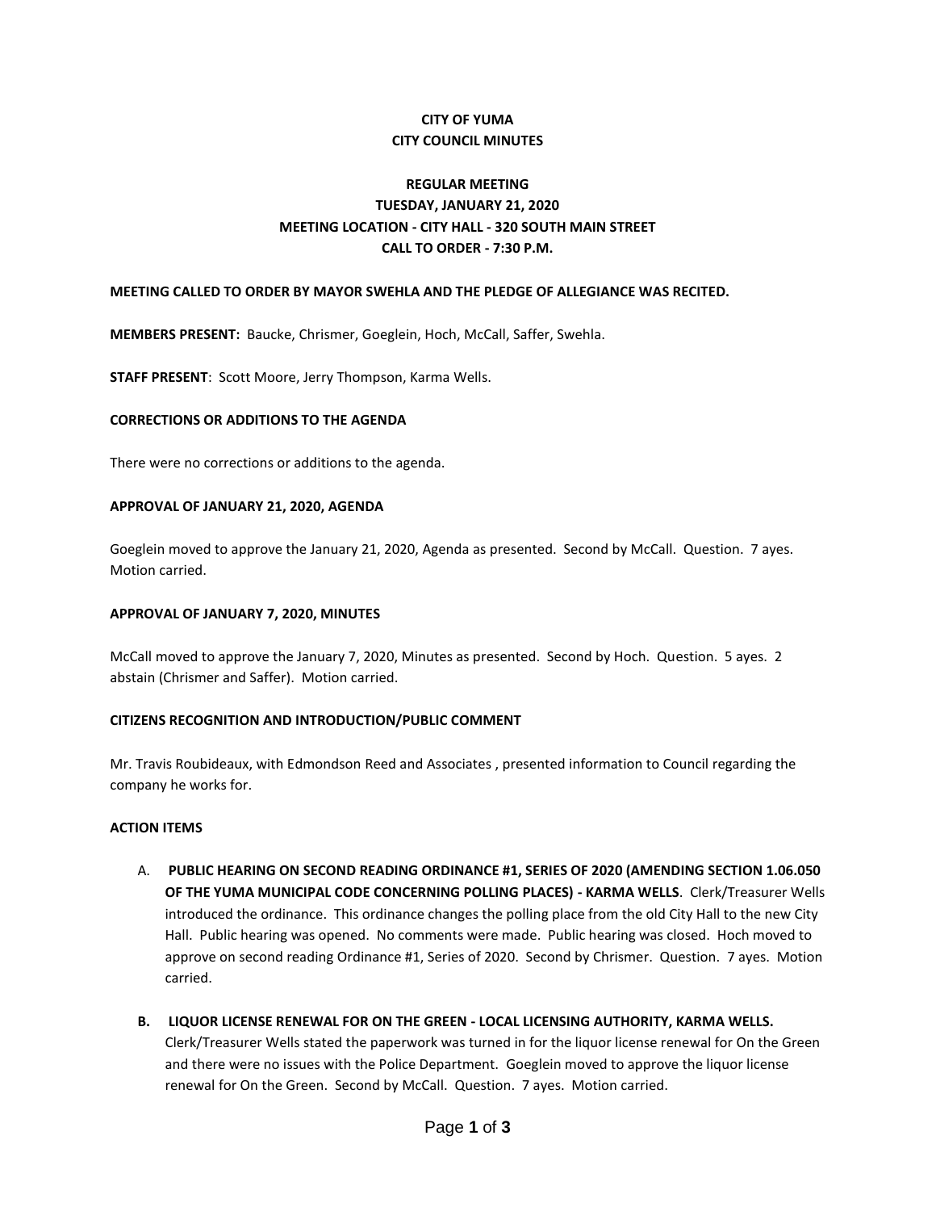# CITY OF YUMA
# CITY COUNCIL MINUTES

## REGULAR MEETING
## TUESDAY, JANUARY 21, 2020
## MEETING LOCATION - CITY HALL - 320 SOUTH MAIN STREET
## CALL TO ORDER - 7:30 P.M.

**MEETING CALLED TO ORDER BY MAYOR SWEHLA AND THE PLEDGE OF ALLEGIANCE WAS RECITED.**

**MEMBERS PRESENT:** Baucke, Chrismer, Goeglein, Hoch, McCall, Saffer, Swehla.

**STAFF PRESENT**: Scott Moore, Jerry Thompson, Karma Wells.

**CORRECTIONS OR ADDITIONS TO THE AGENDA**

There were no corrections or additions to the agenda.

**APPROVAL OF JANUARY 21, 2020, AGENDA**

Goeglein moved to approve the January 21, 2020, Agenda as presented. Second by McCall. Question. 7 ayes. Motion carried.

**APPROVAL OF JANUARY 7, 2020, MINUTES**

McCall moved to approve the January 7, 2020, Minutes as presented. Second by Hoch. Question. 5 ayes. 2 abstain (Chrismer and Saffer). Motion carried.

**CITIZENS RECOGNITION AND INTRODUCTION/PUBLIC COMMENT**

Mr. Travis Roubideaux, with Edmondson Reed and Associates , presented information to Council regarding the company he works for.

**ACTION ITEMS**

A. **PUBLIC HEARING ON SECOND READING ORDINANCE #1, SERIES OF 2020 (AMENDING SECTION 1.06.050 OF THE YUMA MUNICIPAL CODE CONCERNING POLLING PLACES) - KARMA WELLS**. Clerk/Treasurer Wells introduced the ordinance. This ordinance changes the polling place from the old City Hall to the new City Hall. Public hearing was opened. No comments were made. Public hearing was closed. Hoch moved to approve on second reading Ordinance #1, Series of 2020. Second by Chrismer. Question. 7 ayes. Motion carried.

B. **LIQUOR LICENSE RENEWAL FOR ON THE GREEN - LOCAL LICENSING AUTHORITY, KARMA WELLS.** Clerk/Treasurer Wells stated the paperwork was turned in for the liquor license renewal for On the Green and there were no issues with the Police Department. Goeglein moved to approve the liquor license renewal for On the Green. Second by McCall. Question. 7 ayes. Motion carried.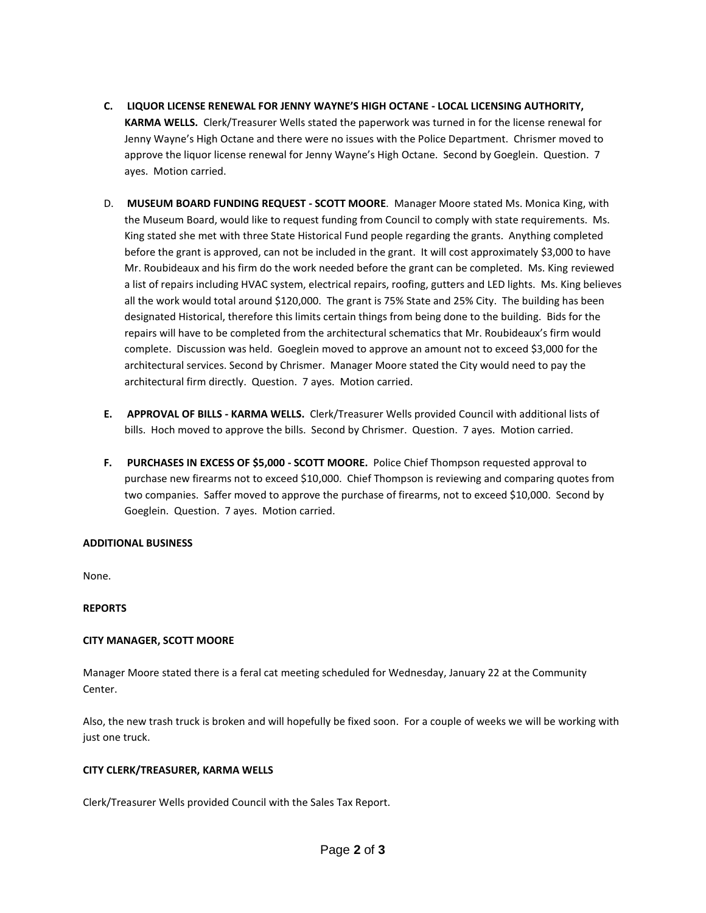C. **LIQUOR LICENSE RENEWAL FOR JENNY WAYNE'S HIGH OCTANE - LOCAL LICENSING AUTHORITY, KARMA WELLS.** Clerk/Treasurer Wells stated the paperwork was turned in for the license renewal for Jenny Wayne's High Octane and there were no issues with the Police Department. Chrismer moved to approve the liquor license renewal for Jenny Wayne's High Octane. Second by Goeglein. Question. 7 ayes. Motion carried.

D. **MUSEUM BOARD FUNDING REQUEST - SCOTT MOORE**. Manager Moore stated Ms. Monica King, with the Museum Board, would like to request funding from Council to comply with state requirements. Ms. King stated she met with three State Historical Fund people regarding the grants. Anything completed before the grant is approved, can not be included in the grant. It will cost approximately $3,000 to have Mr. Roubideaux and his firm do the work needed before the grant can be completed. Ms. King reviewed a list of repairs including HVAC system, electrical repairs, roofing, gutters and LED lights. Ms. King believes all the work would total around $120,000. The grant is 75% State and 25% City. The building has been designated Historical, therefore this limits certain things from being done to the building. Bids for the repairs will have to be completed from the architectural schematics that Mr. Roubideaux's firm would complete. Discussion was held. Goeglein moved to approve an amount not to exceed $3,000 for the architectural services. Second by Chrismer. Manager Moore stated the City would need to pay the architectural firm directly. Question. 7 ayes. Motion carried.

E. **APPROVAL OF BILLS - KARMA WELLS.** Clerk/Treasurer Wells provided Council with additional lists of bills. Hoch moved to approve the bills. Second by Chrismer. Question. 7 ayes. Motion carried.

F. **PURCHASES IN EXCESS OF $5,000 - SCOTT MOORE.** Police Chief Thompson requested approval to purchase new firearms not to exceed $10,000. Chief Thompson is reviewing and comparing quotes from two companies. Saffer moved to approve the purchase of firearms, not to exceed $10,000. Second by Goeglein. Question. 7 ayes. Motion carried.

**ADDITIONAL BUSINESS**

None.

**REPORTS**

**CITY MANAGER, SCOTT MOORE**

Manager Moore stated there is a feral cat meeting scheduled for Wednesday, January 22 at the Community Center.

Also, the new trash truck is broken and will hopefully be fixed soon. For a couple of weeks we will be working with just one truck.

**CITY CLERK/TREASURER, KARMA WELLS**

Clerk/Treasurer Wells provided Council with the Sales Tax Report.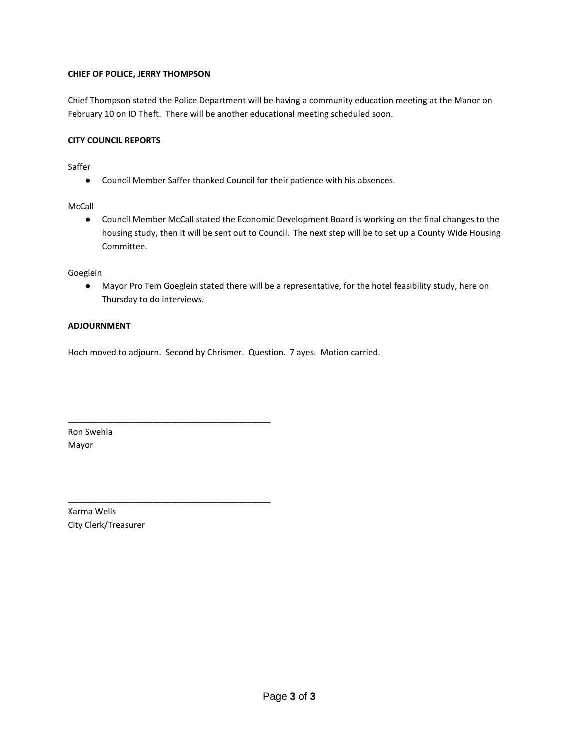**CHIEF OF POLICE, JERRY THOMPSON**

Chief Thompson stated the Police Department will be having a community education meeting at the Manor on February 10 on ID Theft. There will be another educational meeting scheduled soon.

**CITY COUNCIL REPORTS**

Saffer

- Council Member Saffer thanked Council for their patience with his absences.

McCall

- Council Member McCall stated the Economic Development Board is working on the final changes to the housing study, then it will be sent out to Council. The next step will be to set up a County Wide Housing Committee.

Goeglein

- Mayor Pro Tem Goeglein stated there will be a representative, for the hotel feasibility study, here on Thursday to do interviews.

**ADJOURNMENT**

Hoch moved to adjourn. Second by Chrismer. Question. 7 ayes. Motion carried.

_____________________________________________

Ron Swehla
Mayor

_____________________________________________

Karma Wells
City Clerk/Treasurer